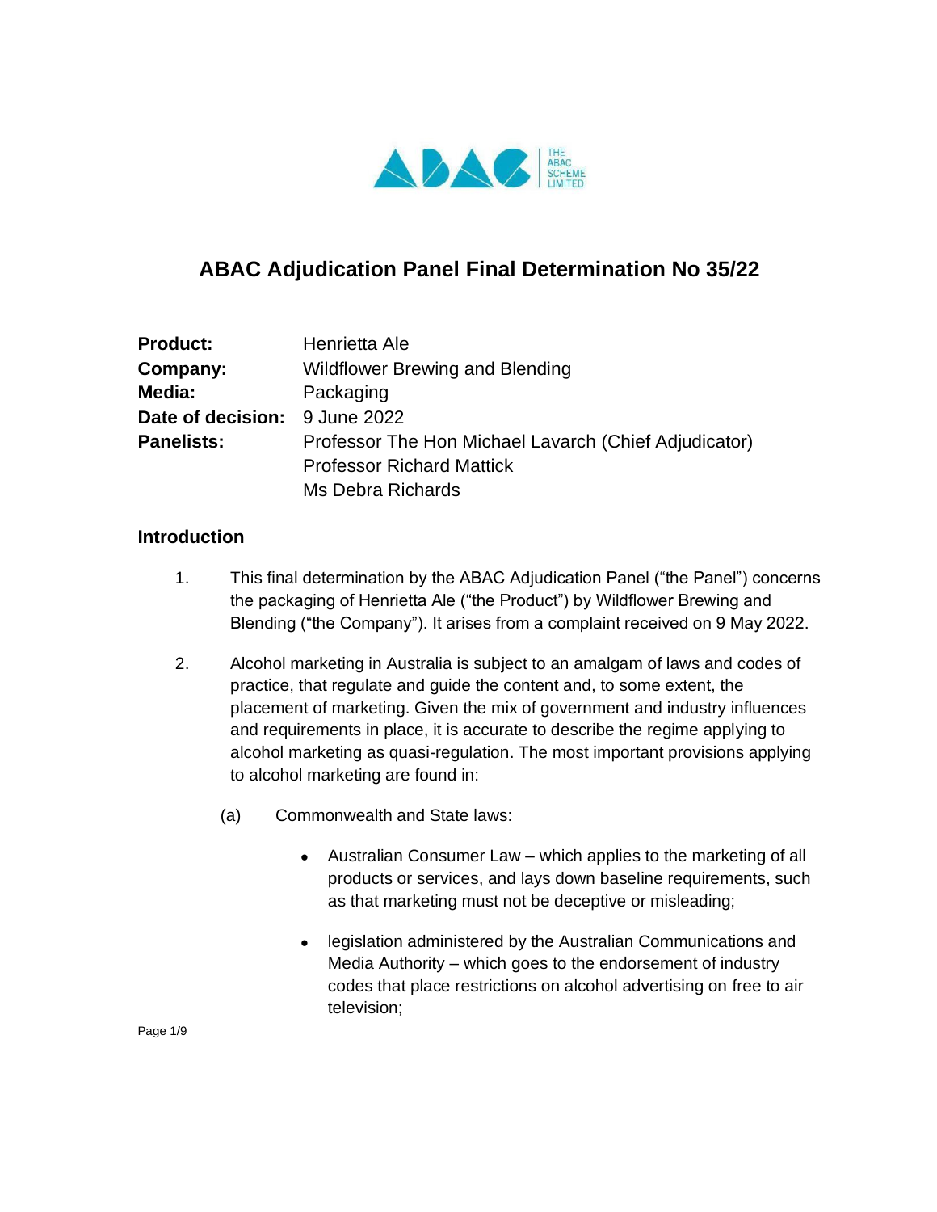# ABAC Adjudication Panel Final Determination No 35/22

| | |
|---|---|
| **Product:** | Henrietta Ale |
| **Company:** | Wildflower Brewing and Blending |
| **Media:** | Packaging |
| **Date of decision:** | 9 June 2022 |
| **Panelists:** | Professor The Hon Michael Lavarch (Chief Adjudicator)<br>Professor Richard Mattick<br>Ms Debra Richards |

## Introduction

1. This final determination by the ABAC Adjudication Panel ("the Panel") concerns the packaging of Henrietta Ale ("the Product") by Wildflower Brewing and Blending ("the Company"). It arises from a complaint received on 9 May 2022.

2. Alcohol marketing in Australia is subject to an amalgam of laws and codes of practice, that regulate and guide the content and, to some extent, the placement of marketing. Given the mix of government and industry influences and requirements in place, it is accurate to describe the regime applying to alcohol marketing as quasi-regulation. The most important provisions applying to alcohol marketing are found in:

   (a) Commonwealth and State laws:

   - Australian Consumer Law – which applies to the marketing of all products or services, and lays down baseline requirements, such as that marketing must not be deceptive or misleading;
   - legislation administered by the Australian Communications and Media Authority – which goes to the endorsement of industry codes that place restrictions on alcohol advertising on free to air television;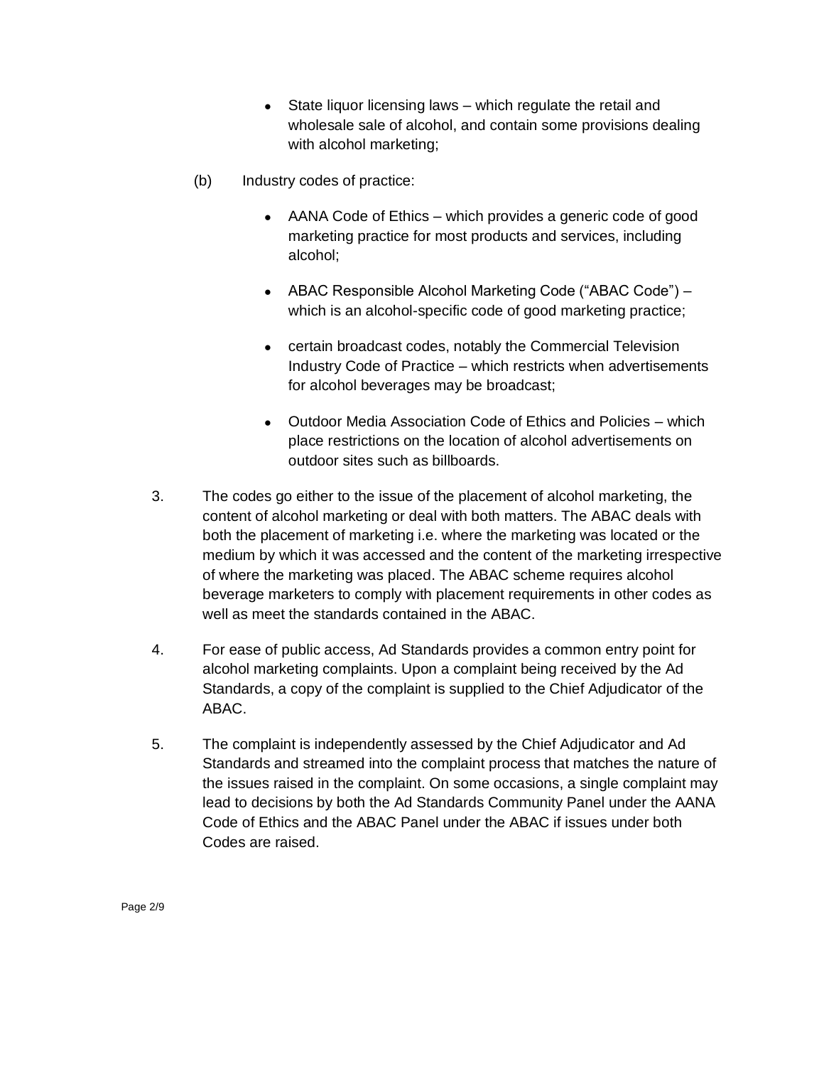- State liquor licensing laws – which regulate the retail and wholesale sale of alcohol, and contain some provisions dealing with alcohol marketing;

(b) Industry codes of practice:

- AANA Code of Ethics – which provides a generic code of good marketing practice for most products and services, including alcohol;
- ABAC Responsible Alcohol Marketing Code ("ABAC Code") – which is an alcohol-specific code of good marketing practice;
- certain broadcast codes, notably the Commercial Television Industry Code of Practice – which restricts when advertisements for alcohol beverages may be broadcast;
- Outdoor Media Association Code of Ethics and Policies – which place restrictions on the location of alcohol advertisements on outdoor sites such as billboards.

3. The codes go either to the issue of the placement of alcohol marketing, the content of alcohol marketing or deal with both matters. The ABAC deals with both the placement of marketing i.e. where the marketing was located or the medium by which it was accessed and the content of the marketing irrespective of where the marketing was placed. The ABAC scheme requires alcohol beverage marketers to comply with placement requirements in other codes as well as meet the standards contained in the ABAC.

4. For ease of public access, Ad Standards provides a common entry point for alcohol marketing complaints. Upon a complaint being received by the Ad Standards, a copy of the complaint is supplied to the Chief Adjudicator of the ABAC.

5. The complaint is independently assessed by the Chief Adjudicator and Ad Standards and streamed into the complaint process that matches the nature of the issues raised in the complaint. On some occasions, a single complaint may lead to decisions by both the Ad Standards Community Panel under the AANA Code of Ethics and the ABAC Panel under the ABAC if issues under both Codes are raised.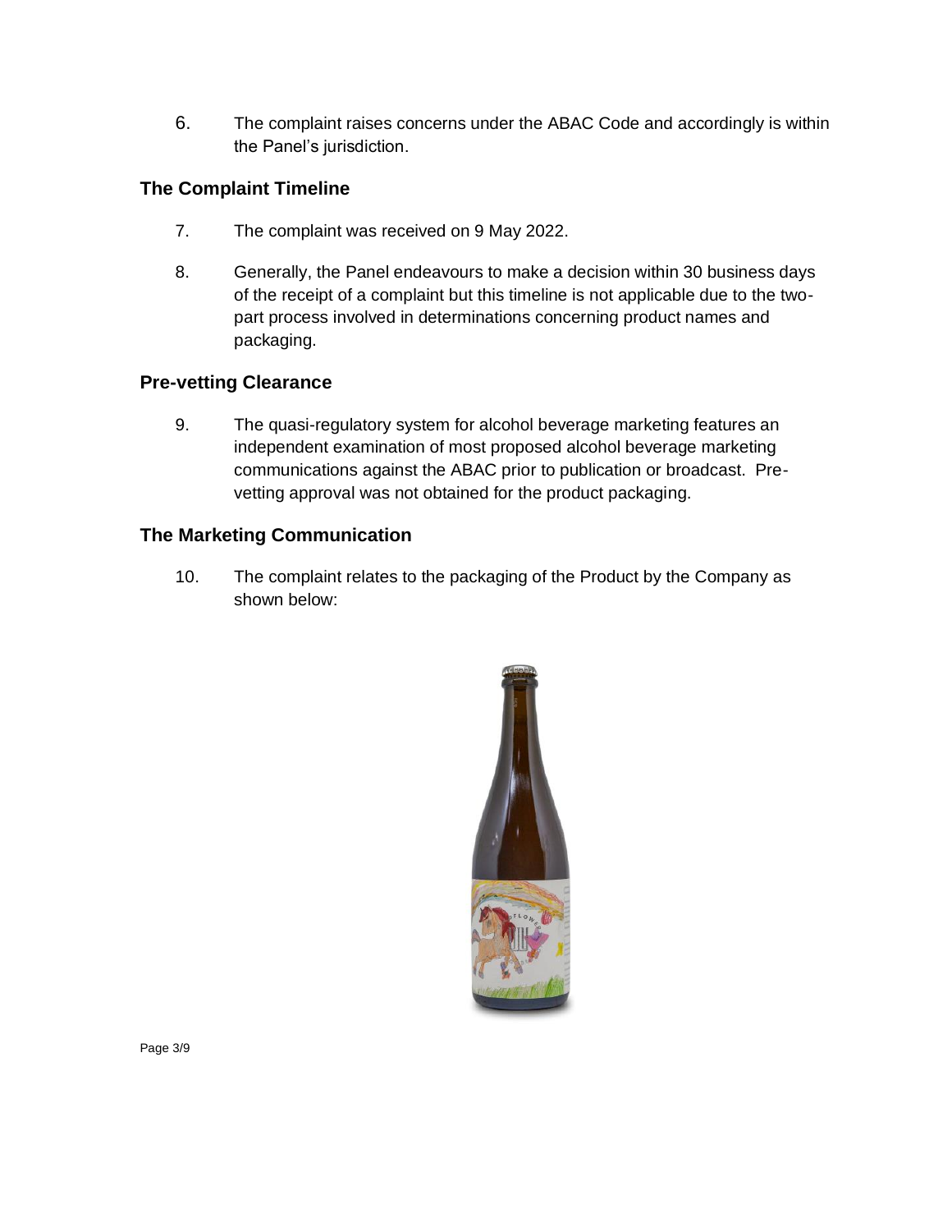6. The complaint raises concerns under the ABAC Code and accordingly is within the Panel's jurisdiction.

## The Complaint Timeline

7. The complaint was received on 9 May 2022.

8. Generally, the Panel endeavours to make a decision within 30 business days of the receipt of a complaint but this timeline is not applicable due to the two-part process involved in determinations concerning product names and packaging.

## Pre-vetting Clearance

9. The quasi-regulatory system for alcohol beverage marketing features an independent examination of most proposed alcohol beverage marketing communications against the ABAC prior to publication or broadcast. Pre-vetting approval was not obtained for the product packaging.

## The Marketing Communication

10. The complaint relates to the packaging of the Product by the Company as shown below: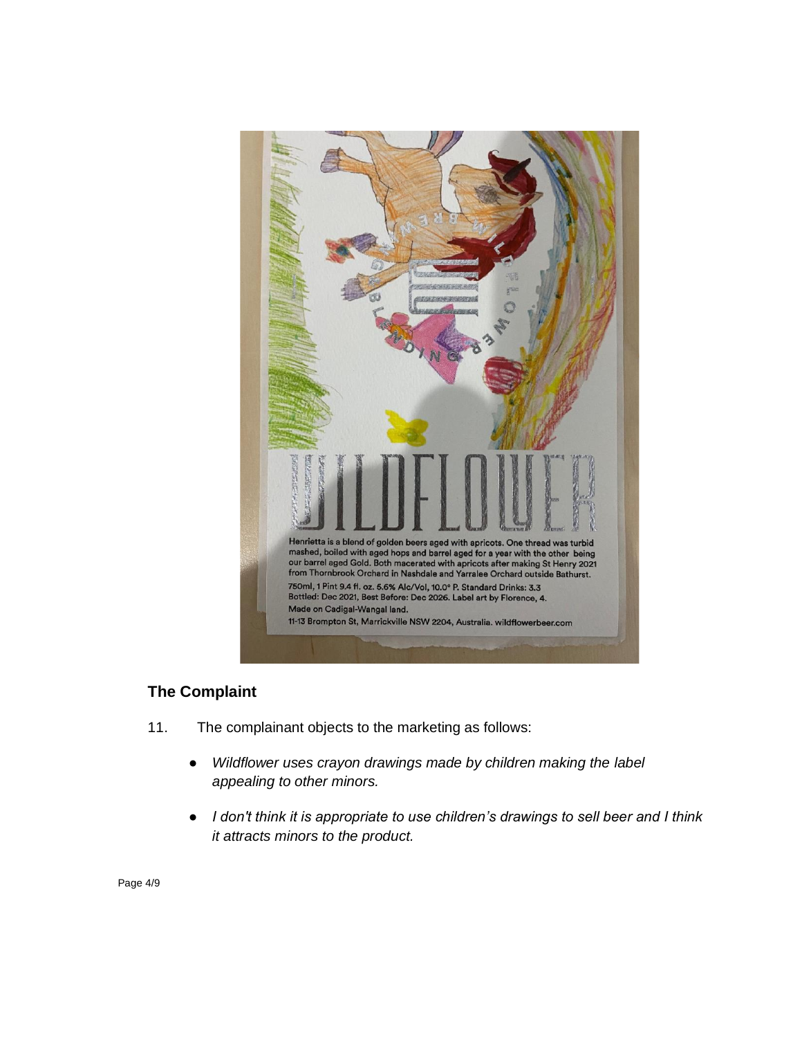WILDFLOWER

Henrietta is a blend of golden beers aged with apricots. One thread was turbid mashed, boiled with aged hops and barrel aged for a year with the other being our barrel aged Gold. Both macerated with apricots after making St Henry 2021 from Thornbrook Orchard in Nashdale and Yarralee Orchard outside Bathurst.

750ml, 1 Pint 9.4 fl. oz. 5.6% Alc/Vol, 10.0° P. Standard Drinks: 3.3
Bottled: Dec 2021, Best Before: Dec 2026. Label art by Florence, 4.
Made on Cadigal-Wangal land.
11-13 Brompton St, Marrickville NSW 2204, Australia. wildflowerbeer.com

## The Complaint

11. The complainant objects to the marketing as follows:

- *Wildflower uses crayon drawings made by children making the label appealing to other minors.*

- *I don't think it is appropriate to use children's drawings to sell beer and I think it attracts minors to the product.*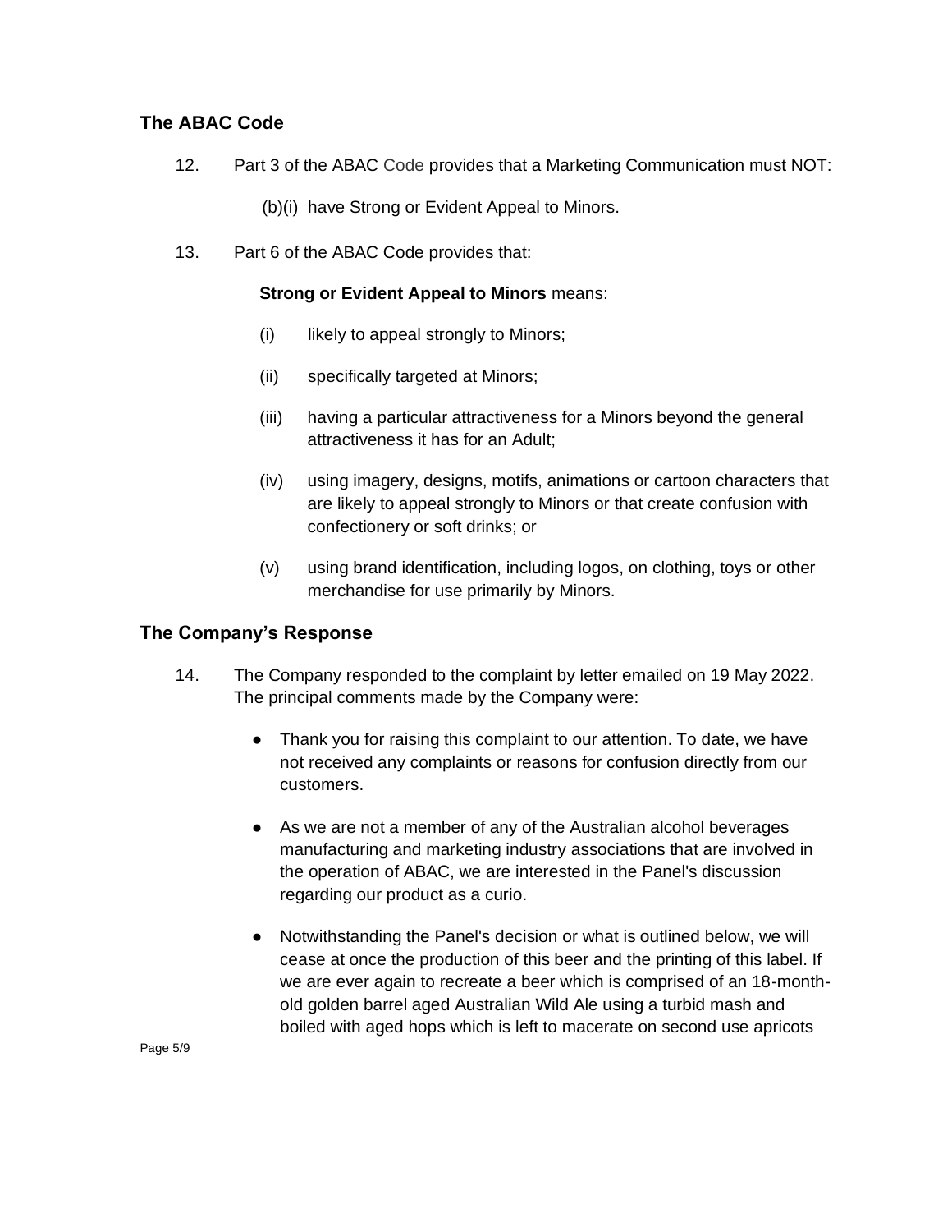## The ABAC Code

12. Part 3 of the ABAC Code provides that a Marketing Communication must NOT:

    (b)(i) have Strong or Evident Appeal to Minors.

13. Part 6 of the ABAC Code provides that:

    **Strong or Evident Appeal to Minors** means:

    (i) likely to appeal strongly to Minors;

    (ii) specifically targeted at Minors;

    (iii) having a particular attractiveness for a Minors beyond the general attractiveness it has for an Adult;

    (iv) using imagery, designs, motifs, animations or cartoon characters that are likely to appeal strongly to Minors or that create confusion with confectionery or soft drinks; or

    (v) using brand identification, including logos, on clothing, toys or other merchandise for use primarily by Minors.

## The Company's Response

14. The Company responded to the complaint by letter emailed on 19 May 2022. The principal comments made by the Company were:

    - Thank you for raising this complaint to our attention. To date, we have not received any complaints or reasons for confusion directly from our customers.
    - As we are not a member of any of the Australian alcohol beverages manufacturing and marketing industry associations that are involved in the operation of ABAC, we are interested in the Panel's discussion regarding our product as a curio.
    - Notwithstanding the Panel's decision or what is outlined below, we will cease at once the production of this beer and the printing of this label. If we are ever again to recreate a beer which is comprised of an 18-month-old golden barrel aged Australian Wild Ale using a turbid mash and boiled with aged hops which is left to macerate on second use apricots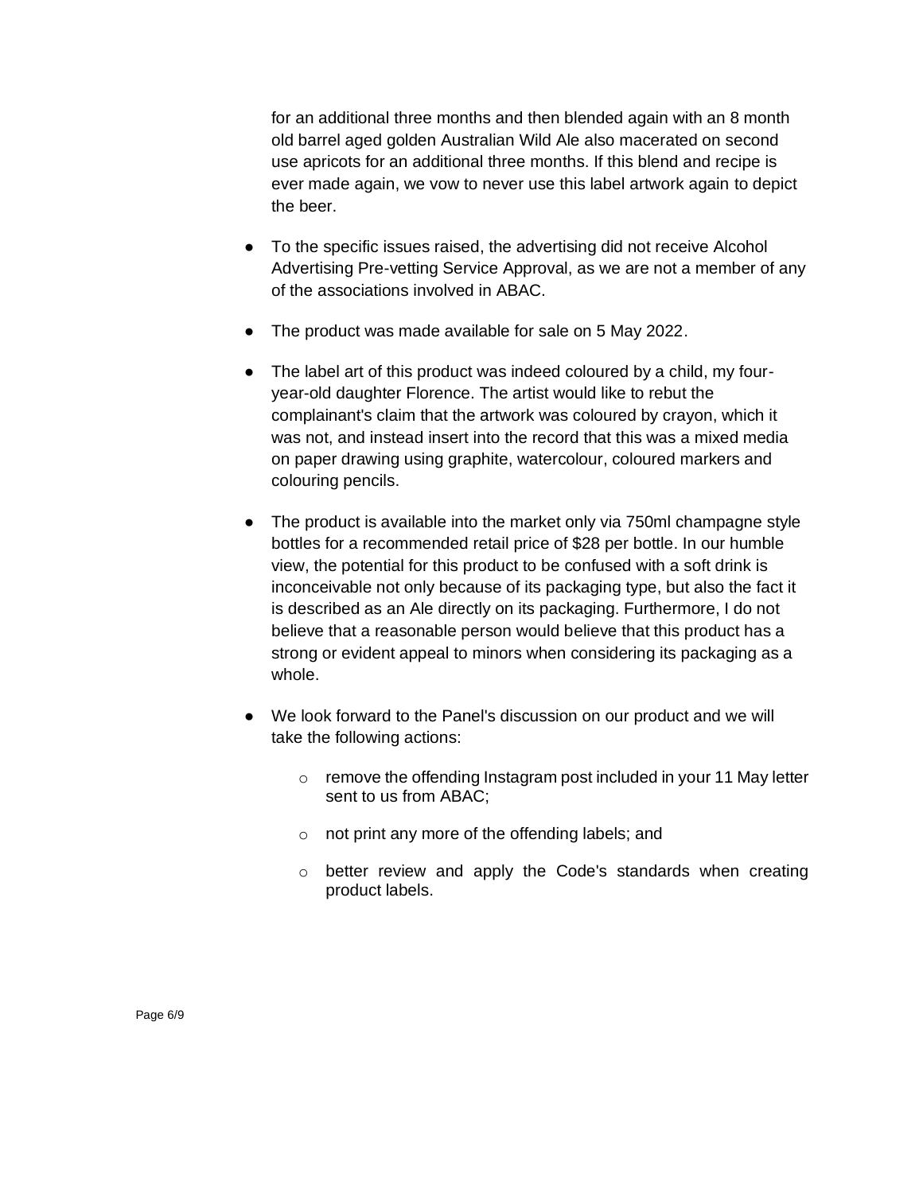for an additional three months and then blended again with an 8 month old barrel aged golden Australian Wild Ale also macerated on second use apricots for an additional three months. If this blend and recipe is ever made again, we vow to never use this label artwork again to depict the beer.

- To the specific issues raised, the advertising did not receive Alcohol Advertising Pre-vetting Service Approval, as we are not a member of any of the associations involved in ABAC.
- The product was made available for sale on 5 May 2022.
- The label art of this product was indeed coloured by a child, my four-year-old daughter Florence. The artist would like to rebut the complainant's claim that the artwork was coloured by crayon, which it was not, and instead insert into the record that this was a mixed media on paper drawing using graphite, watercolour, coloured markers and colouring pencils.
- The product is available into the market only via 750ml champagne style bottles for a recommended retail price of $28 per bottle. In our humble view, the potential for this product to be confused with a soft drink is inconceivable not only because of its packaging type, but also the fact it is described as an Ale directly on its packaging. Furthermore, I do not believe that a reasonable person would believe that this product has a strong or evident appeal to minors when considering its packaging as a whole.
- We look forward to the Panel's discussion on our product and we will take the following actions:
  - remove the offending Instagram post included in your 11 May letter sent to us from ABAC;
  - not print any more of the offending labels; and
  - better review and apply the Code's standards when creating product labels.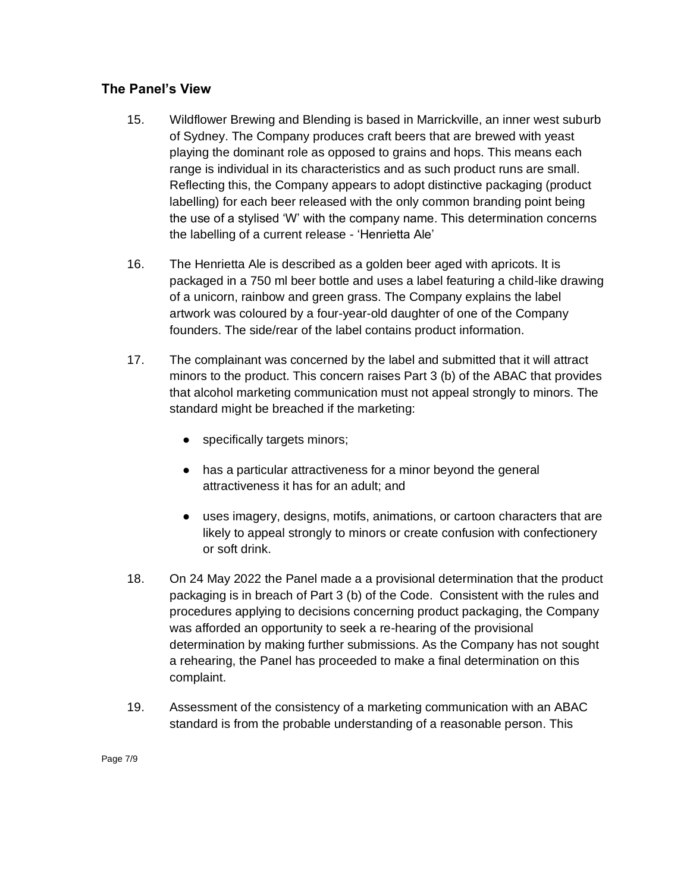## The Panel's View

15. Wildflower Brewing and Blending is based in Marrickville, an inner west suburb of Sydney. The Company produces craft beers that are brewed with yeast playing the dominant role as opposed to grains and hops. This means each range is individual in its characteristics and as such product runs are small. Reflecting this, the Company appears to adopt distinctive packaging (product labelling) for each beer released with the only common branding point being the use of a stylised 'W' with the company name. This determination concerns the labelling of a current release - 'Henrietta Ale'

16. The Henrietta Ale is described as a golden beer aged with apricots. It is packaged in a 750 ml beer bottle and uses a label featuring a child-like drawing of a unicorn, rainbow and green grass. The Company explains the label artwork was coloured by a four-year-old daughter of one of the Company founders. The side/rear of the label contains product information.

17. The complainant was concerned by the label and submitted that it will attract minors to the product. This concern raises Part 3 (b) of the ABAC that provides that alcohol marketing communication must not appeal strongly to minors. The standard might be breached if the marketing:

    - specifically targets minors;
    - has a particular attractiveness for a minor beyond the general attractiveness it has for an adult; and
    - uses imagery, designs, motifs, animations, or cartoon characters that are likely to appeal strongly to minors or create confusion with confectionery or soft drink.

18. On 24 May 2022 the Panel made a a provisional determination that the product packaging is in breach of Part 3 (b) of the Code. Consistent with the rules and procedures applying to decisions concerning product packaging, the Company was afforded an opportunity to seek a re-hearing of the provisional determination by making further submissions. As the Company has not sought a rehearing, the Panel has proceeded to make a final determination on this complaint.

19. Assessment of the consistency of a marketing communication with an ABAC standard is from the probable understanding of a reasonable person. This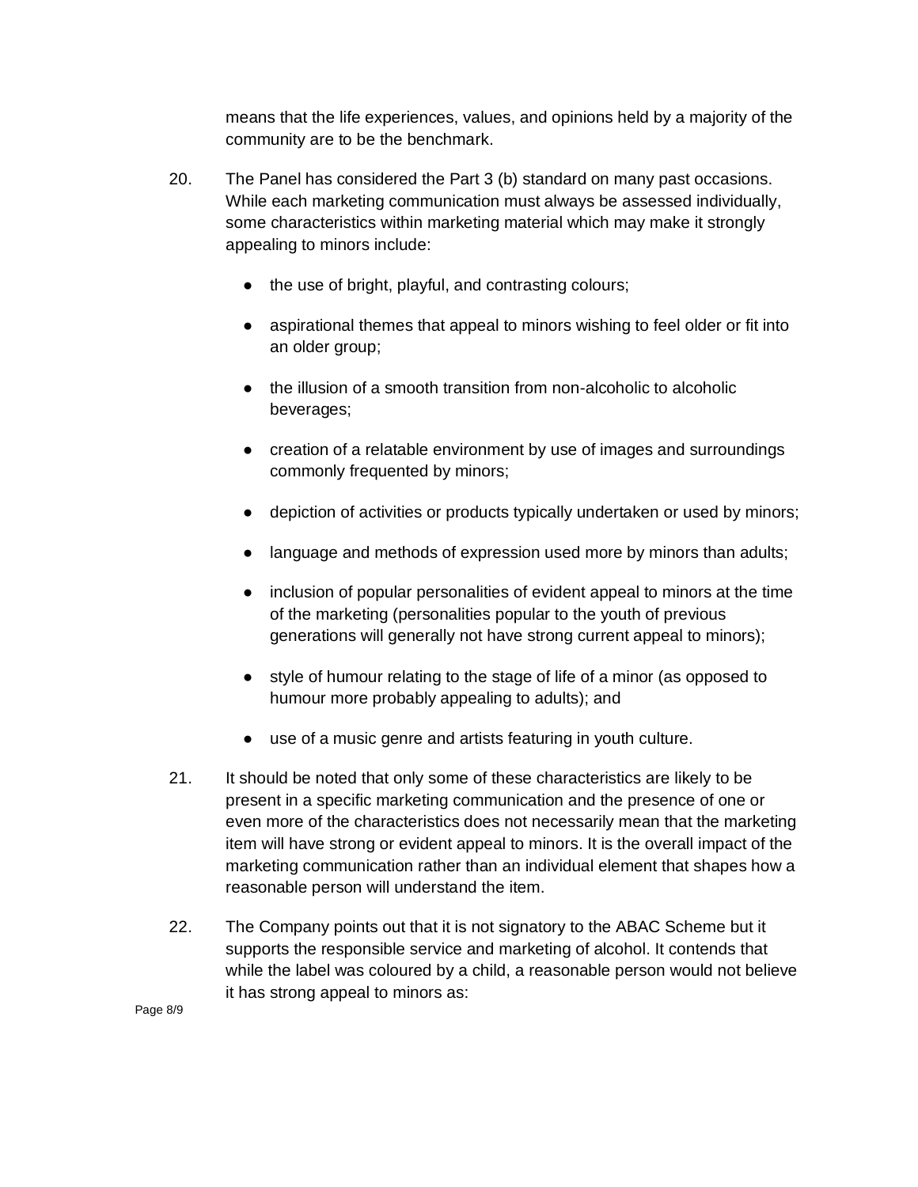means that the life experiences, values, and opinions held by a majority of the community are to be the benchmark.

20. The Panel has considered the Part 3 (b) standard on many past occasions. While each marketing communication must always be assessed individually, some characteristics within marketing material which may make it strongly appealing to minors include:

    - the use of bright, playful, and contrasting colours;
    - aspirational themes that appeal to minors wishing to feel older or fit into an older group;
    - the illusion of a smooth transition from non-alcoholic to alcoholic beverages;
    - creation of a relatable environment by use of images and surroundings commonly frequented by minors;
    - depiction of activities or products typically undertaken or used by minors;
    - language and methods of expression used more by minors than adults;
    - inclusion of popular personalities of evident appeal to minors at the time of the marketing (personalities popular to the youth of previous generations will generally not have strong current appeal to minors);
    - style of humour relating to the stage of life of a minor (as opposed to humour more probably appealing to adults); and
    - use of a music genre and artists featuring in youth culture.

21. It should be noted that only some of these characteristics are likely to be present in a specific marketing communication and the presence of one or even more of the characteristics does not necessarily mean that the marketing item will have strong or evident appeal to minors. It is the overall impact of the marketing communication rather than an individual element that shapes how a reasonable person will understand the item.

22. The Company points out that it is not signatory to the ABAC Scheme but it supports the responsible service and marketing of alcohol. It contends that while the label was coloured by a child, a reasonable person would not believe it has strong appeal to minors as: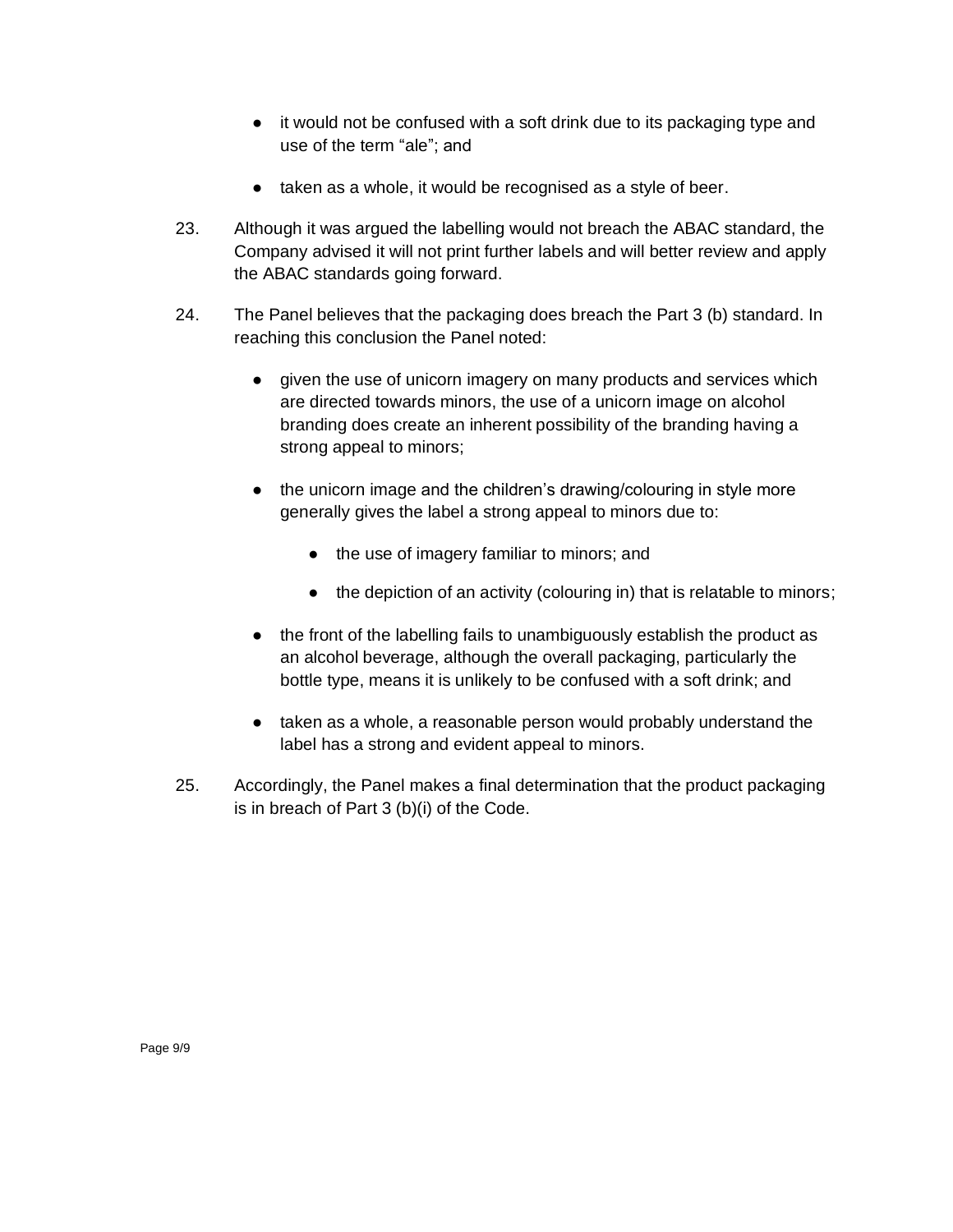- it would not be confused with a soft drink due to its packaging type and use of the term "ale"; and
- taken as a whole, it would be recognised as a style of beer.

23. Although it was argued the labelling would not breach the ABAC standard, the Company advised it will not print further labels and will better review and apply the ABAC standards going forward.

24. The Panel believes that the packaging does breach the Part 3 (b) standard. In reaching this conclusion the Panel noted:

    - given the use of unicorn imagery on many products and services which are directed towards minors, the use of a unicorn image on alcohol branding does create an inherent possibility of the branding having a strong appeal to minors;
    - the unicorn image and the children's drawing/colouring in style more generally gives the label a strong appeal to minors due to:
        - the use of imagery familiar to minors; and
        - the depiction of an activity (colouring in) that is relatable to minors;
    - the front of the labelling fails to unambiguously establish the product as an alcohol beverage, although the overall packaging, particularly the bottle type, means it is unlikely to be confused with a soft drink; and
    - taken as a whole, a reasonable person would probably understand the label has a strong and evident appeal to minors.

25. Accordingly, the Panel makes a final determination that the product packaging is in breach of Part 3 (b)(i) of the Code.